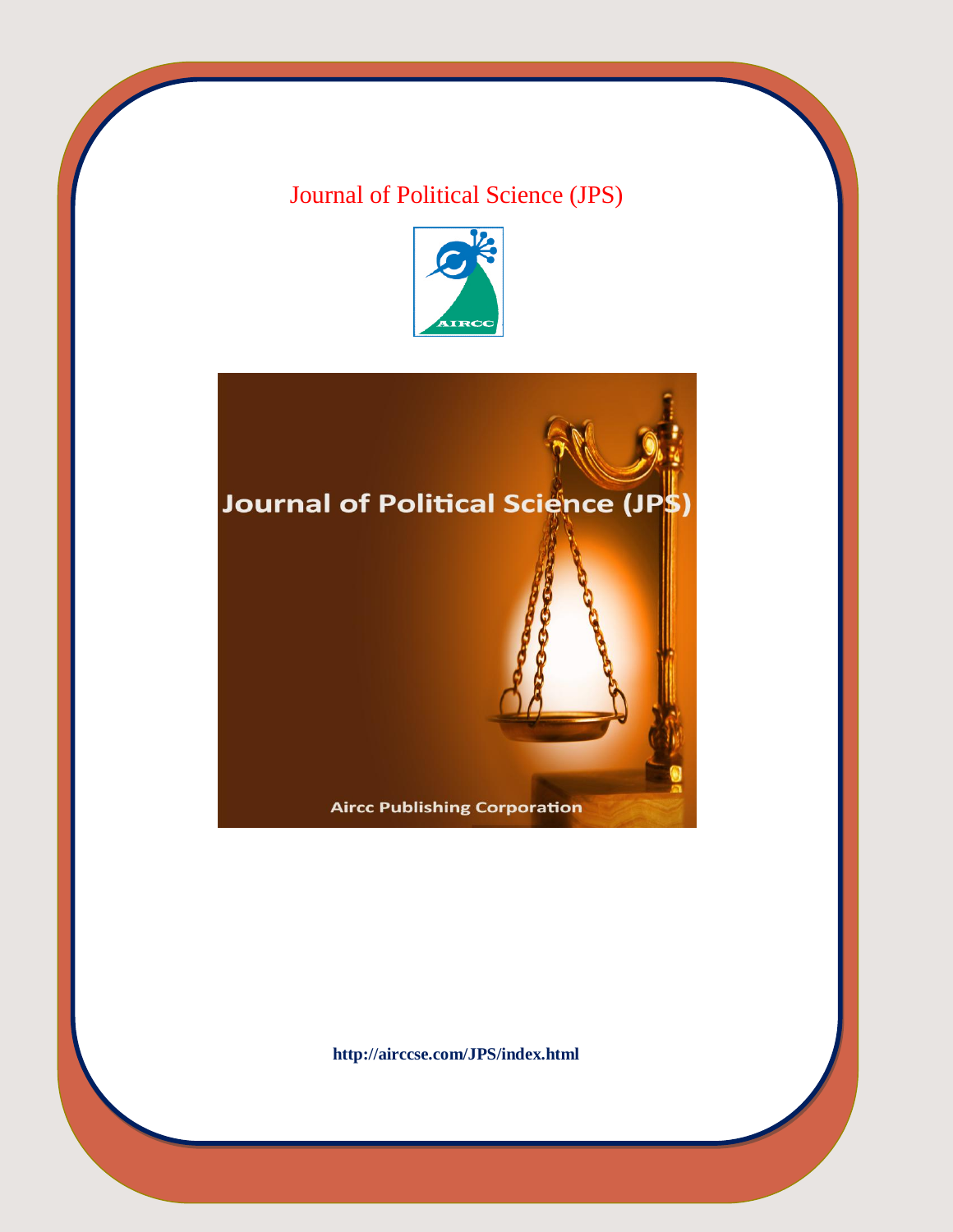# Journal of Political Science (JPS)

http://airccse.com/JPS/index.html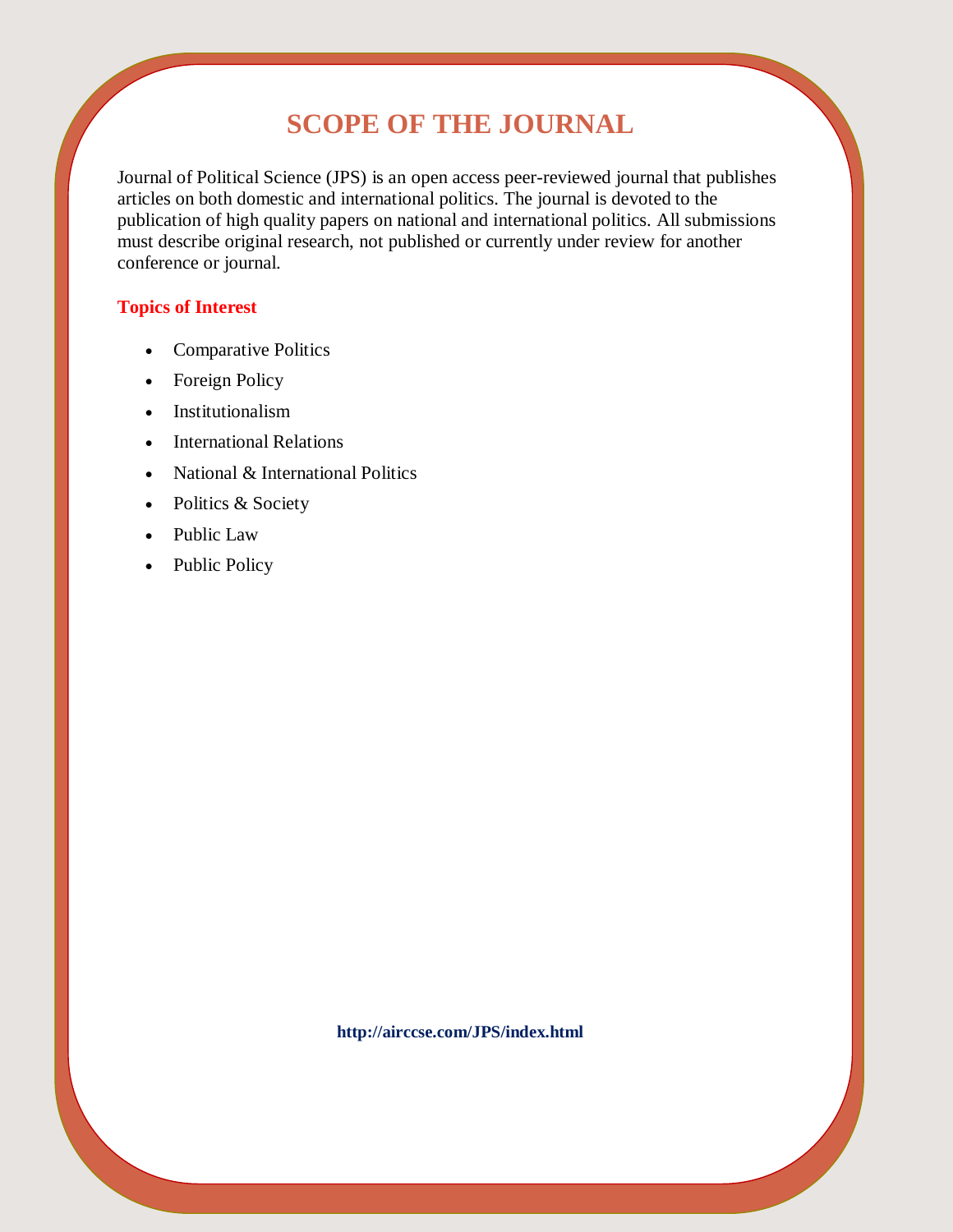# SCOPE OF THE JOURNAL

Journal of Political Science (JPS) is an open access peer-reviewed journal that publishes articles on both domestic and international politics. The journal is devoted to the publication of high quality papers on national and international politics. All submissions must describe original research, not published or currently under review for another conference or journal.

**Topics of Interest**

- Comparative Politics
- Foreign Policy
- Institutionalism
- International Relations
- National & International Politics
- Politics & Society
- Public Law
- Public Policy

**http://airccse.com/JPS/index.html**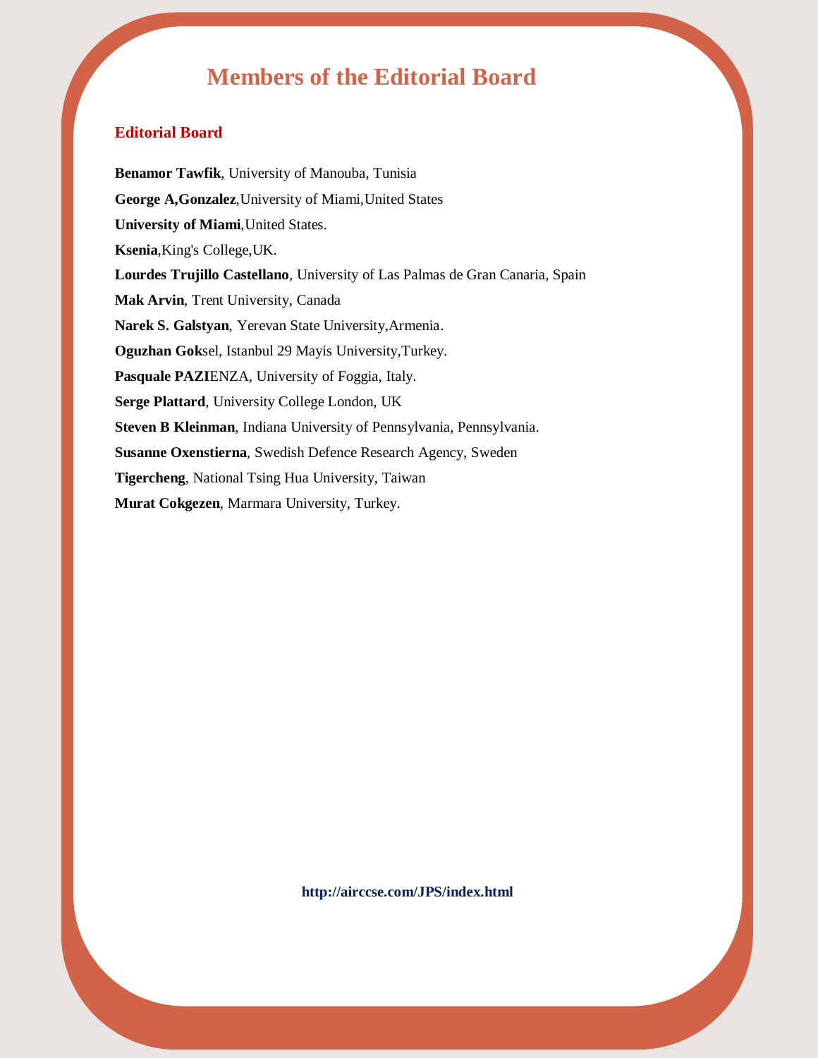# Members of the Editorial Board

## Editorial Board

**Benamor Tawfik**, University of Manouba, Tunisia

**George A,Gonzalez**,University of Miami,United States

**University of Miami**,United States.

**Ksenia**,King's College,UK.

**Lourdes Trujillo Castellano**, University of Las Palmas de Gran Canaria, Spain

**Mak Arvin**, Trent University, Canada

**Narek S. Galstyan**, Yerevan State University,Armenia.

**Oguzhan Gok**sel, Istanbul 29 Mayis University,Turkey.

**Pasquale PAZI**ENZA, University of Foggia, Italy.

**Serge Plattard**, University College London, UK

**Steven B Kleinman**, Indiana University of Pennsylvania, Pennsylvania.

**Susanne Oxenstierna**, Swedish Defence Research Agency, Sweden

**Tigercheng**, National Tsing Hua University, Taiwan

**Murat Cokgezen**, Marmara University, Turkey.

**http://airccse.com/JPS/index.html**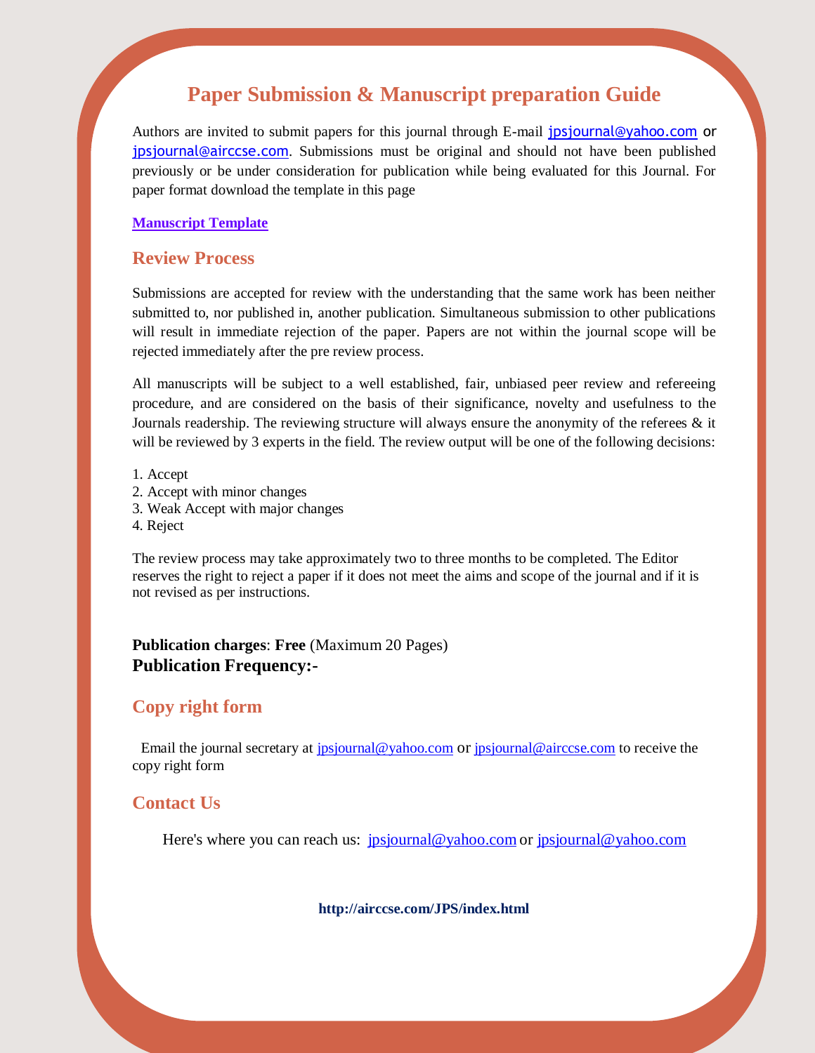# Paper Submission & Manuscript preparation Guide

Authors are invited to submit papers for this journal through E-mail jpsjournal@yahoo.com or jpsjournal@airccse.com. Submissions must be original and should not have been published previously or be under consideration for publication while being evaluated for this Journal. For paper format download the template in this page

**Manuscript Template**

## Review Process

Submissions are accepted for review with the understanding that the same work has been neither submitted to, nor published in, another publication. Simultaneous submission to other publications will result in immediate rejection of the paper. Papers are not within the journal scope will be rejected immediately after the pre review process.

All manuscripts will be subject to a well established, fair, unbiased peer review and refereeing procedure, and are considered on the basis of their significance, novelty and usefulness to the Journals readership. The reviewing structure will always ensure the anonymity of the referees & it will be reviewed by 3 experts in the field. The review output will be one of the following decisions:

1. Accept
2. Accept with minor changes
3. Weak Accept with major changes
4. Reject

The review process may take approximately two to three months to be completed. The Editor reserves the right to reject a paper if it does not meet the aims and scope of the journal and if it is not revised as per instructions.

**Publication charges**: **Free** (Maximum 20 Pages)

**Publication Frequency:-**

## Copy right form

Email the journal secretary at jpsjournal@yahoo.com or jpsjournal@airccse.com to receive the copy right form

## Contact Us

Here's where you can reach us: jpsjournal@yahoo.com or jpsjournal@yahoo.com

**http://airccse.com/JPS/index.html**